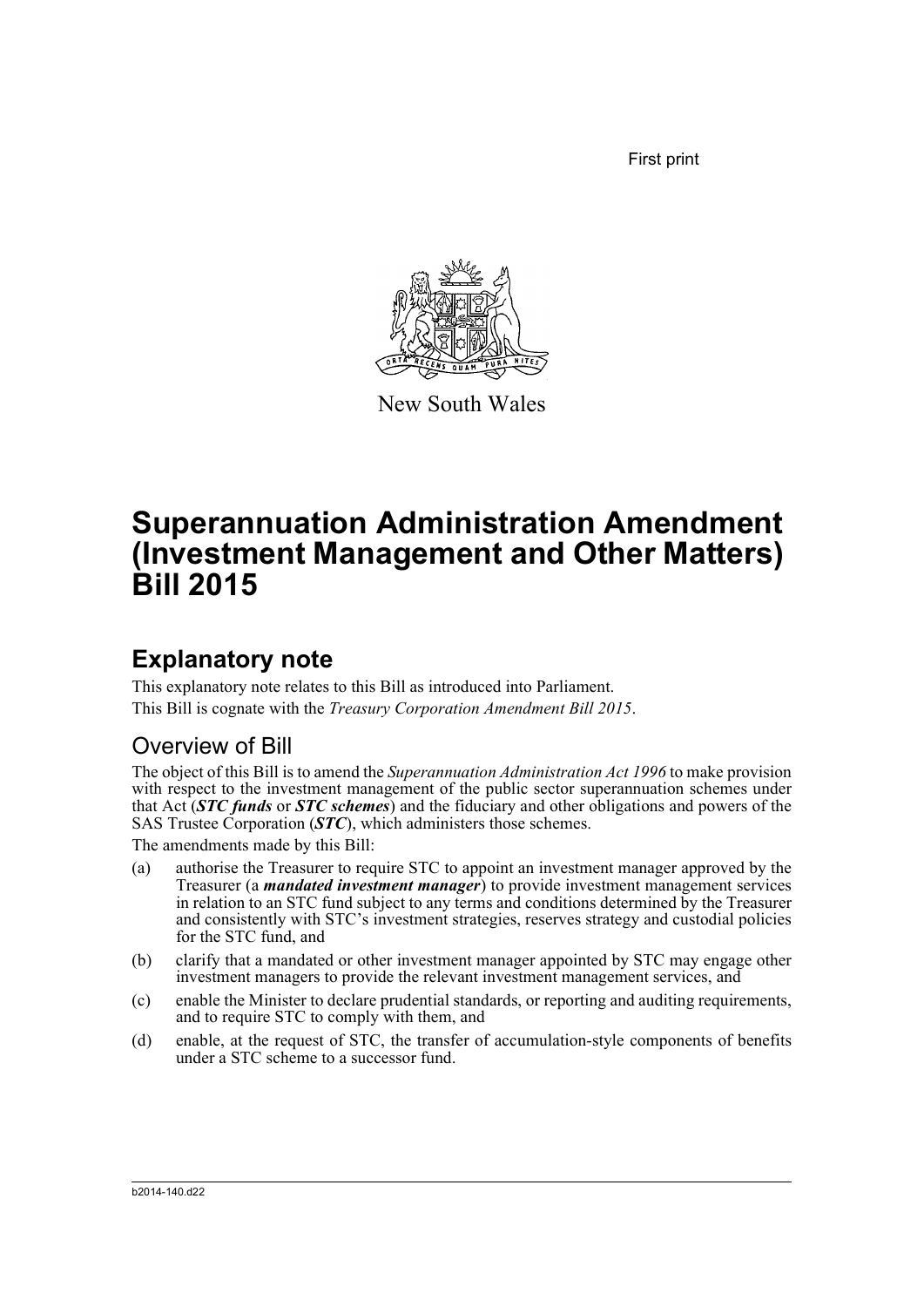First print

New South Wales

# Superannuation Administration Amendment (Investment Management and Other Matters) Bill 2015

## Explanatory note

This explanatory note relates to this Bill as introduced into Parliament.

This Bill is cognate with the *Treasury Corporation Amendment Bill 2015*.

### Overview of Bill

The object of this Bill is to amend the *Superannuation Administration Act 1996* to make provision with respect to the investment management of the public sector superannuation schemes under that Act (***STC funds*** or ***STC schemes***) and the fiduciary and other obligations and powers of the SAS Trustee Corporation (***STC***), which administers those schemes.

The amendments made by this Bill:

(a) authorise the Treasurer to require STC to appoint an investment manager approved by the Treasurer (a ***mandated investment manager***) to provide investment management services in relation to an STC fund subject to any terms and conditions determined by the Treasurer and consistently with STC's investment strategies, reserves strategy and custodial policies for the STC fund, and

(b) clarify that a mandated or other investment manager appointed by STC may engage other investment managers to provide the relevant investment management services, and

(c) enable the Minister to declare prudential standards, or reporting and auditing requirements, and to require STC to comply with them, and

(d) enable, at the request of STC, the transfer of accumulation-style components of benefits under a STC scheme to a successor fund.

b2014-140.d22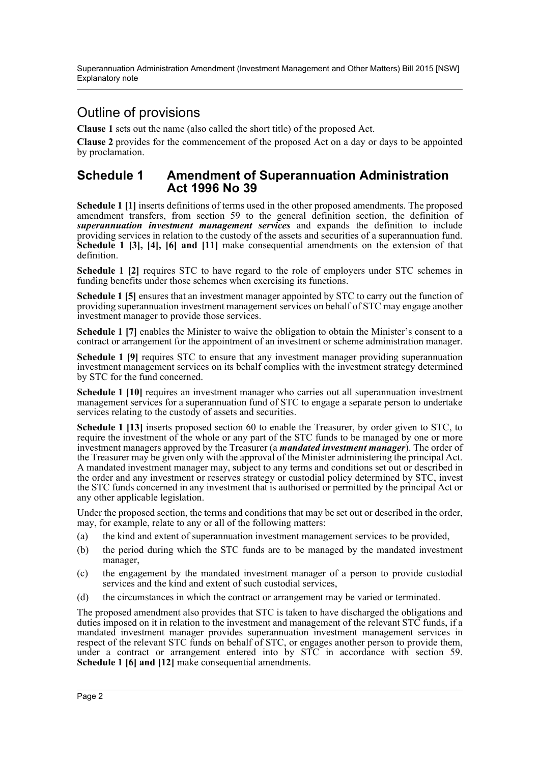## Outline of provisions

**Clause 1** sets out the name (also called the short title) of the proposed Act.

**Clause 2** provides for the commencement of the proposed Act on a day or days to be appointed by proclamation.

## Schedule 1 Amendment of Superannuation Administration Act 1996 No 39

**Schedule 1 [1]** inserts definitions of terms used in the other proposed amendments. The proposed amendment transfers, from section 59 to the general definition section, the definition of ***superannuation investment management services*** and expands the definition to include providing services in relation to the custody of the assets and securities of a superannuation fund. **Schedule 1 [3], [4], [6] and [11]** make consequential amendments on the extension of that definition.

**Schedule 1 [2]** requires STC to have regard to the role of employers under STC schemes in funding benefits under those schemes when exercising its functions.

**Schedule 1 [5]** ensures that an investment manager appointed by STC to carry out the function of providing superannuation investment management services on behalf of STC may engage another investment manager to provide those services.

**Schedule 1 [7]** enables the Minister to waive the obligation to obtain the Minister's consent to a contract or arrangement for the appointment of an investment or scheme administration manager.

**Schedule 1 [9]** requires STC to ensure that any investment manager providing superannuation investment management services on its behalf complies with the investment strategy determined by STC for the fund concerned.

**Schedule 1 [10]** requires an investment manager who carries out all superannuation investment management services for a superannuation fund of STC to engage a separate person to undertake services relating to the custody of assets and securities.

**Schedule 1 [13]** inserts proposed section 60 to enable the Treasurer, by order given to STC, to require the investment of the whole or any part of the STC funds to be managed by one or more investment managers approved by the Treasurer (a ***mandated investment manager***). The order of the Treasurer may be given only with the approval of the Minister administering the principal Act. A mandated investment manager may, subject to any terms and conditions set out or described in the order and any investment or reserves strategy or custodial policy determined by STC, invest the STC funds concerned in any investment that is authorised or permitted by the principal Act or any other applicable legislation.

Under the proposed section, the terms and conditions that may be set out or described in the order, may, for example, relate to any or all of the following matters:

(a) the kind and extent of superannuation investment management services to be provided,

(b) the period during which the STC funds are to be managed by the mandated investment manager,

(c) the engagement by the mandated investment manager of a person to provide custodial services and the kind and extent of such custodial services,

(d) the circumstances in which the contract or arrangement may be varied or terminated.

The proposed amendment also provides that STC is taken to have discharged the obligations and duties imposed on it in relation to the investment and management of the relevant STC funds, if a mandated investment manager provides superannuation investment management services in respect of the relevant STC funds on behalf of STC, or engages another person to provide them, under a contract or arrangement entered into by STC in accordance with section 59. **Schedule 1 [6] and [12]** make consequential amendments.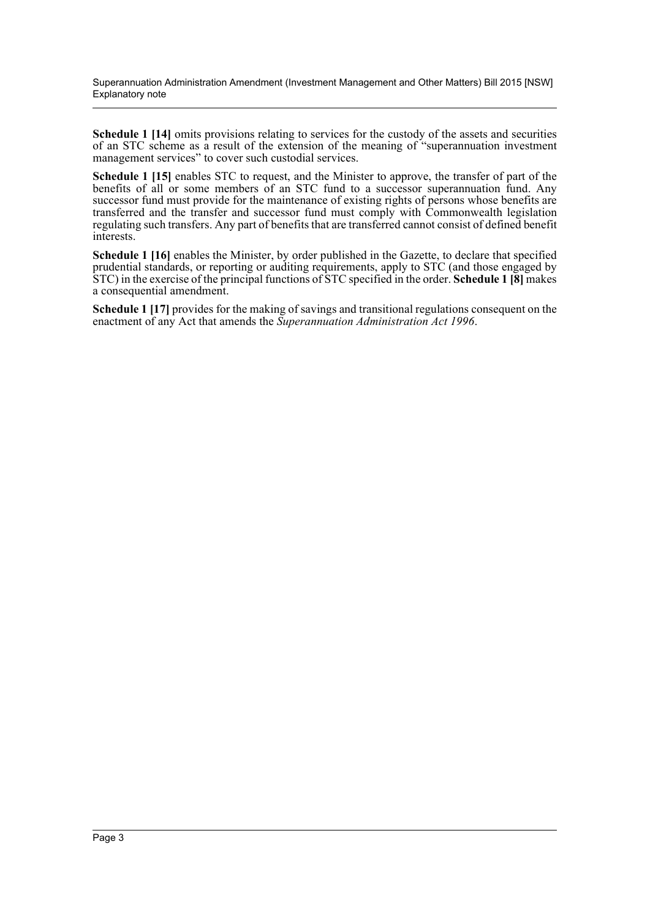**Schedule 1 [14]** omits provisions relating to services for the custody of the assets and securities of an STC scheme as a result of the extension of the meaning of "superannuation investment management services" to cover such custodial services.

**Schedule 1 [15]** enables STC to request, and the Minister to approve, the transfer of part of the benefits of all or some members of an STC fund to a successor superannuation fund. Any successor fund must provide for the maintenance of existing rights of persons whose benefits are transferred and the transfer and successor fund must comply with Commonwealth legislation regulating such transfers. Any part of benefits that are transferred cannot consist of defined benefit interests.

**Schedule 1 [16]** enables the Minister, by order published in the Gazette, to declare that specified prudential standards, or reporting or auditing requirements, apply to STC (and those engaged by STC) in the exercise of the principal functions of STC specified in the order. **Schedule 1 [8]** makes a consequential amendment.

**Schedule 1 [17]** provides for the making of savings and transitional regulations consequent on the enactment of any Act that amends the *Superannuation Administration Act 1996*.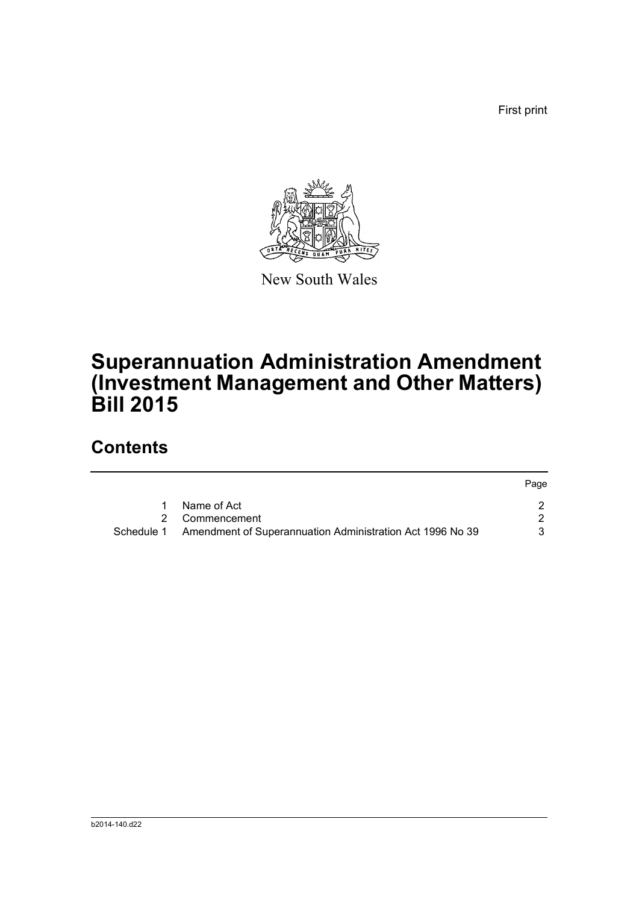First print

New South Wales

# Superannuation Administration Amendment (Investment Management and Other Matters) Bill 2015

## Contents

| | | Page |
|---|---|---|
| 1 | Name of Act | 2 |
| 2 | Commencement | 2 |
| Schedule 1 | Amendment of Superannuation Administration Act 1996 No 39 | 3 |

b2014-140.d22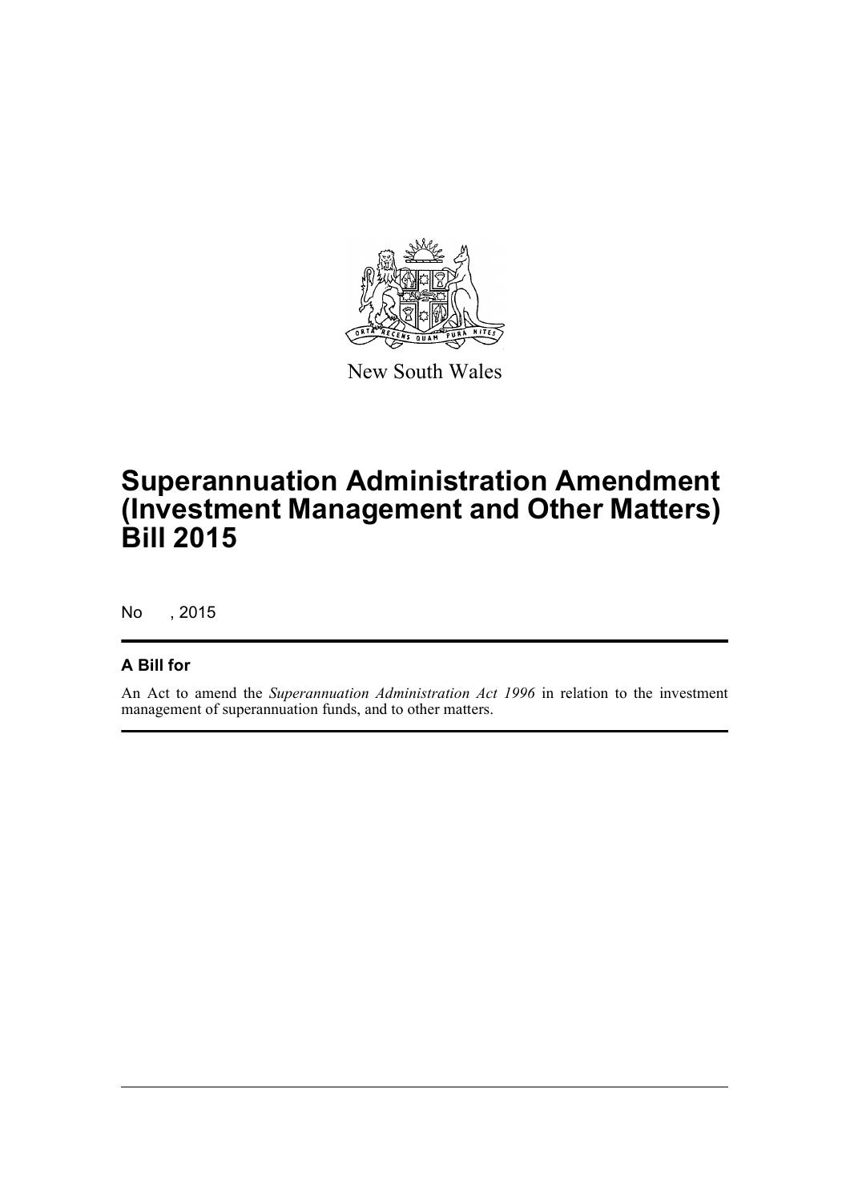New South Wales

# Superannuation Administration Amendment (Investment Management and Other Matters) Bill 2015

No , 2015

## A Bill for

An Act to amend the *Superannuation Administration Act 1996* in relation to the investment management of superannuation funds, and to other matters.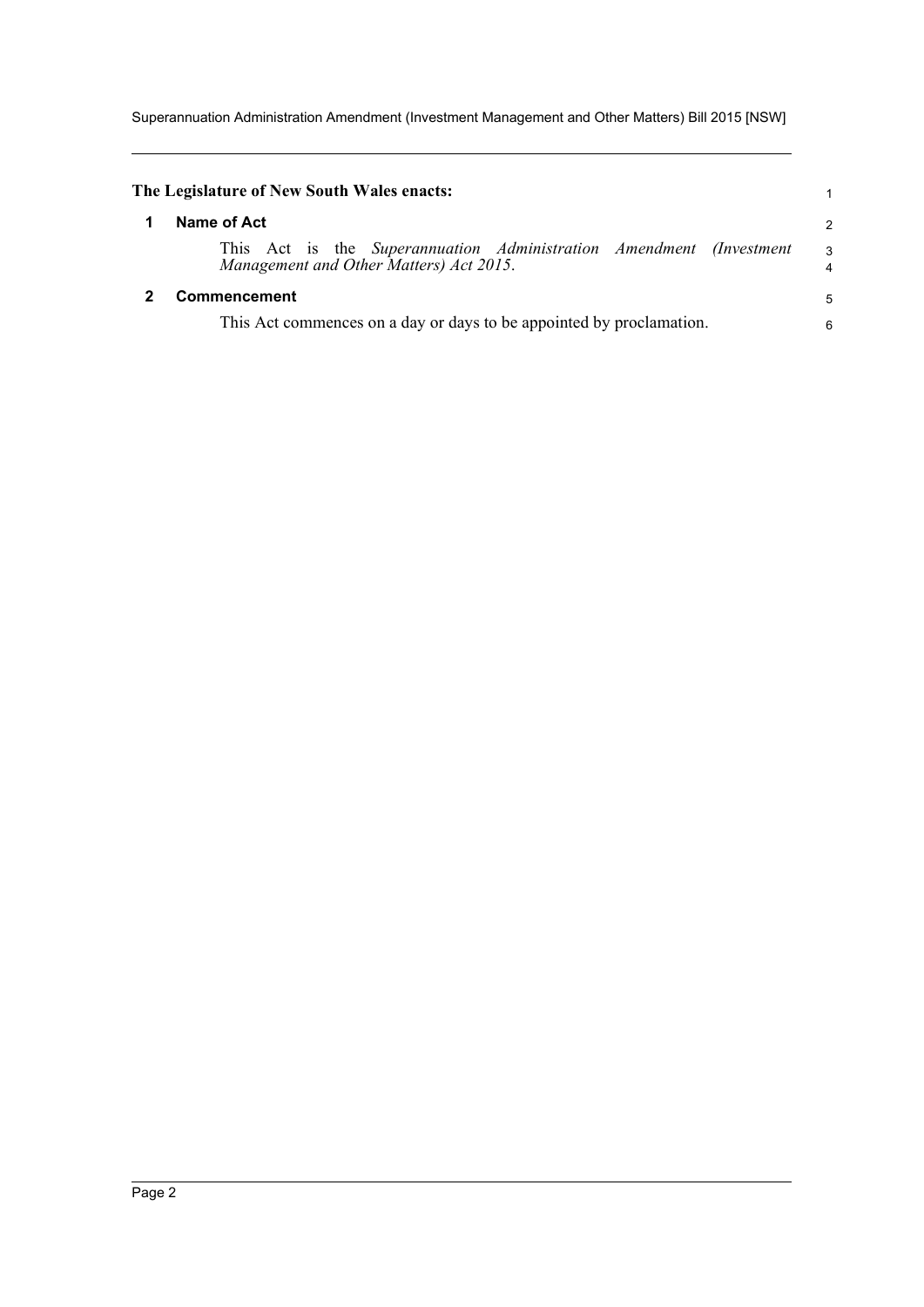**The Legislature of New South Wales enacts:**

## 1 Name of Act

This Act is the *Superannuation Administration Amendment (Investment Management and Other Matters) Act 2015*.

## 2 Commencement

This Act commences on a day or days to be appointed by proclamation.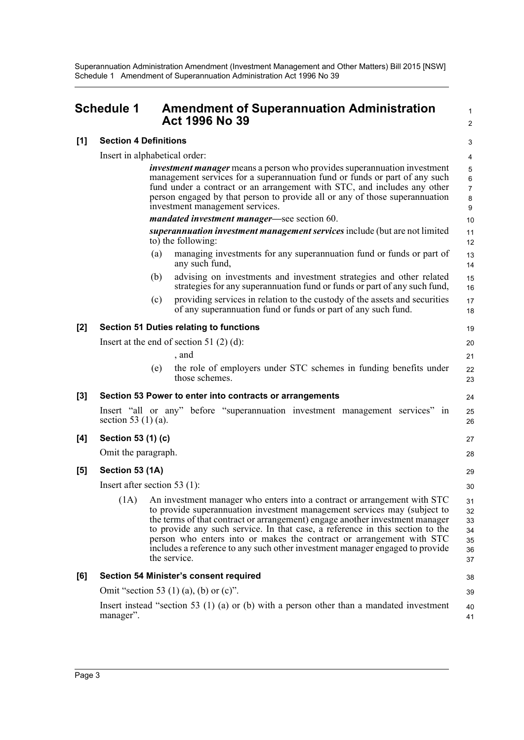# Schedule 1 Amendment of Superannuation Administration Act 1996 No 39

## [1] Section 4 Definitions

Insert in alphabetical order:

> ***investment manager*** means a person who provides superannuation investment management services for a superannuation fund or funds or part of any such fund under a contract or an arrangement with STC, and includes any other person engaged by that person to provide all or any of those superannuation investment management services.
>
> ***mandated investment manager***—see section 60.
>
> ***superannuation investment management services*** include (but are not limited to) the following:
>
> (a) managing investments for any superannuation fund or funds or part of any such fund,
>
> (b) advising on investments and investment strategies and other related strategies for any superannuation fund or funds or part of any such fund,
>
> (c) providing services in relation to the custody of the assets and securities of any superannuation fund or funds or part of any such fund.

## [2] Section 51 Duties relating to functions

Insert at the end of section 51 (2) (d):

> , and
>
> (e) the role of employers under STC schemes in funding benefits under those schemes.

## [3] Section 53 Power to enter into contracts or arrangements

Insert "all or any" before "superannuation investment management services" in section 53 (1) (a).

## [4] Section 53 (1) (c)

Omit the paragraph.

## [5] Section 53 (1A)

Insert after section 53 (1):

> (1A) An investment manager who enters into a contract or arrangement with STC to provide superannuation investment management services may (subject to the terms of that contract or arrangement) engage another investment manager to provide any such service. In that case, a reference in this section to the person who enters into or makes the contract or arrangement with STC includes a reference to any such other investment manager engaged to provide the service.

## [6] Section 54 Minister's consent required

Omit "section 53 (1) (a), (b) or (c)".

Insert instead "section 53 (1) (a) or (b) with a person other than a mandated investment manager".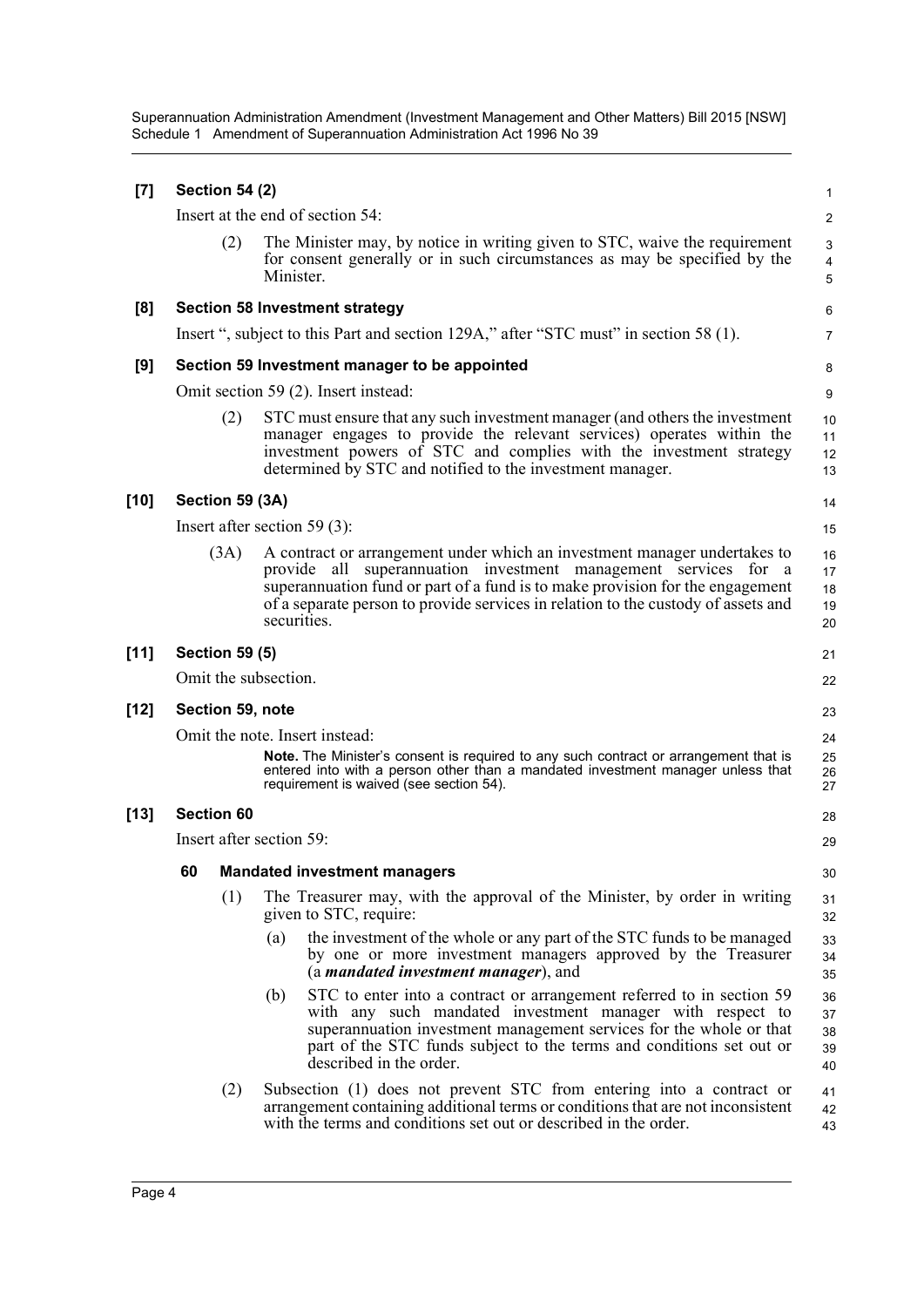**[7] Section 54 (2)**

Insert at the end of section 54:

(2) The Minister may, by notice in writing given to STC, waive the requirement for consent generally or in such circumstances as may be specified by the Minister.

**[8] Section 58 Investment strategy**

Insert ", subject to this Part and section 129A," after "STC must" in section 58 (1).

**[9] Section 59 Investment manager to be appointed**

Omit section 59 (2). Insert instead:

(2) STC must ensure that any such investment manager (and others the investment manager engages to provide the relevant services) operates within the investment powers of STC and complies with the investment strategy determined by STC and notified to the investment manager.

**[10] Section 59 (3A)**

Insert after section 59 (3):

(3A) A contract or arrangement under which an investment manager undertakes to provide all superannuation investment management services for a superannuation fund or part of a fund is to make provision for the engagement of a separate person to provide services in relation to the custody of assets and securities.

**[11] Section 59 (5)**

Omit the subsection.

**[12] Section 59, note**

Omit the note. Insert instead:

**Note.** The Minister's consent is required to any such contract or arrangement that is entered into with a person other than a mandated investment manager unless that requirement is waived (see section 54).

**[13] Section 60**

Insert after section 59:

**60 Mandated investment managers**

(1) The Treasurer may, with the approval of the Minister, by order in writing given to STC, require:

(a) the investment of the whole or any part of the STC funds to be managed by one or more investment managers approved by the Treasurer (a ***mandated investment manager***), and

(b) STC to enter into a contract or arrangement referred to in section 59 with any such mandated investment manager with respect to superannuation investment management services for the whole or that part of the STC funds subject to the terms and conditions set out or described in the order.

(2) Subsection (1) does not prevent STC from entering into a contract or arrangement containing additional terms or conditions that are not inconsistent with the terms and conditions set out or described in the order.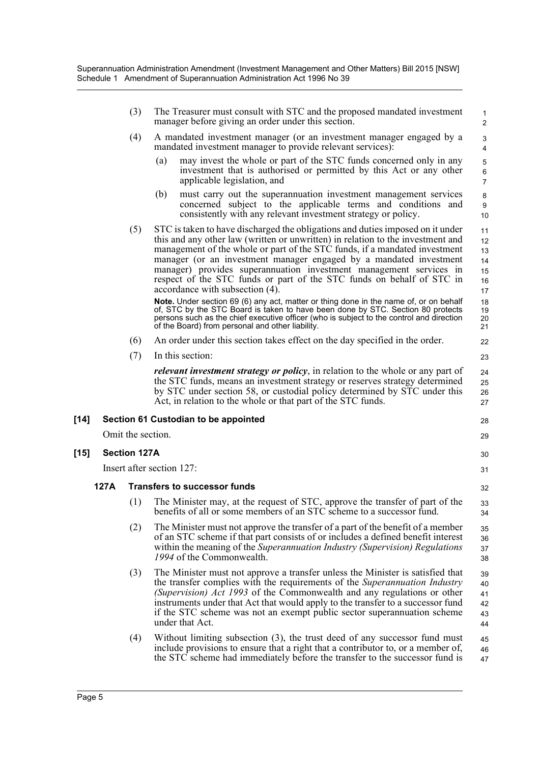(3) The Treasurer must consult with STC and the proposed mandated investment manager before giving an order under this section.

(4) A mandated investment manager (or an investment manager engaged by a mandated investment manager to provide relevant services):

(a) may invest the whole or part of the STC funds concerned only in any investment that is authorised or permitted by this Act or any other applicable legislation, and

(b) must carry out the superannuation investment management services concerned subject to the applicable terms and conditions and consistently with any relevant investment strategy or policy.

(5) STC is taken to have discharged the obligations and duties imposed on it under this and any other law (written or unwritten) in relation to the investment and management of the whole or part of the STC funds, if a mandated investment manager (or an investment manager engaged by a mandated investment manager) provides superannuation investment management services in respect of the STC funds or part of the STC funds on behalf of STC in accordance with subsection (4).

**Note.** Under section 69 (6) any act, matter or thing done in the name of, or on behalf of, STC by the STC Board is taken to have been done by STC. Section 80 protects persons such as the chief executive officer (who is subject to the control and direction of the Board) from personal and other liability.

(6) An order under this section takes effect on the day specified in the order.

(7) In this section:

***relevant investment strategy or policy***, in relation to the whole or any part of the STC funds, means an investment strategy or reserves strategy determined by STC under section 58, or custodial policy determined by STC under this Act, in relation to the whole or that part of the STC funds.

### [14] Section 61 Custodian to be appointed

Omit the section.

### [15] Section 127A

Insert after section 127:

#### 127A Transfers to successor funds

(1) The Minister may, at the request of STC, approve the transfer of part of the benefits of all or some members of an STC scheme to a successor fund.

(2) The Minister must not approve the transfer of a part of the benefit of a member of an STC scheme if that part consists of or includes a defined benefit interest within the meaning of the *Superannuation Industry (Supervision) Regulations 1994* of the Commonwealth.

(3) The Minister must not approve a transfer unless the Minister is satisfied that the transfer complies with the requirements of the *Superannuation Industry (Supervision) Act 1993* of the Commonwealth and any regulations or other instruments under that Act that would apply to the transfer to a successor fund if the STC scheme was not an exempt public sector superannuation scheme under that Act.

(4) Without limiting subsection (3), the trust deed of any successor fund must include provisions to ensure that a right that a contributor to, or a member of, the STC scheme had immediately before the transfer to the successor fund is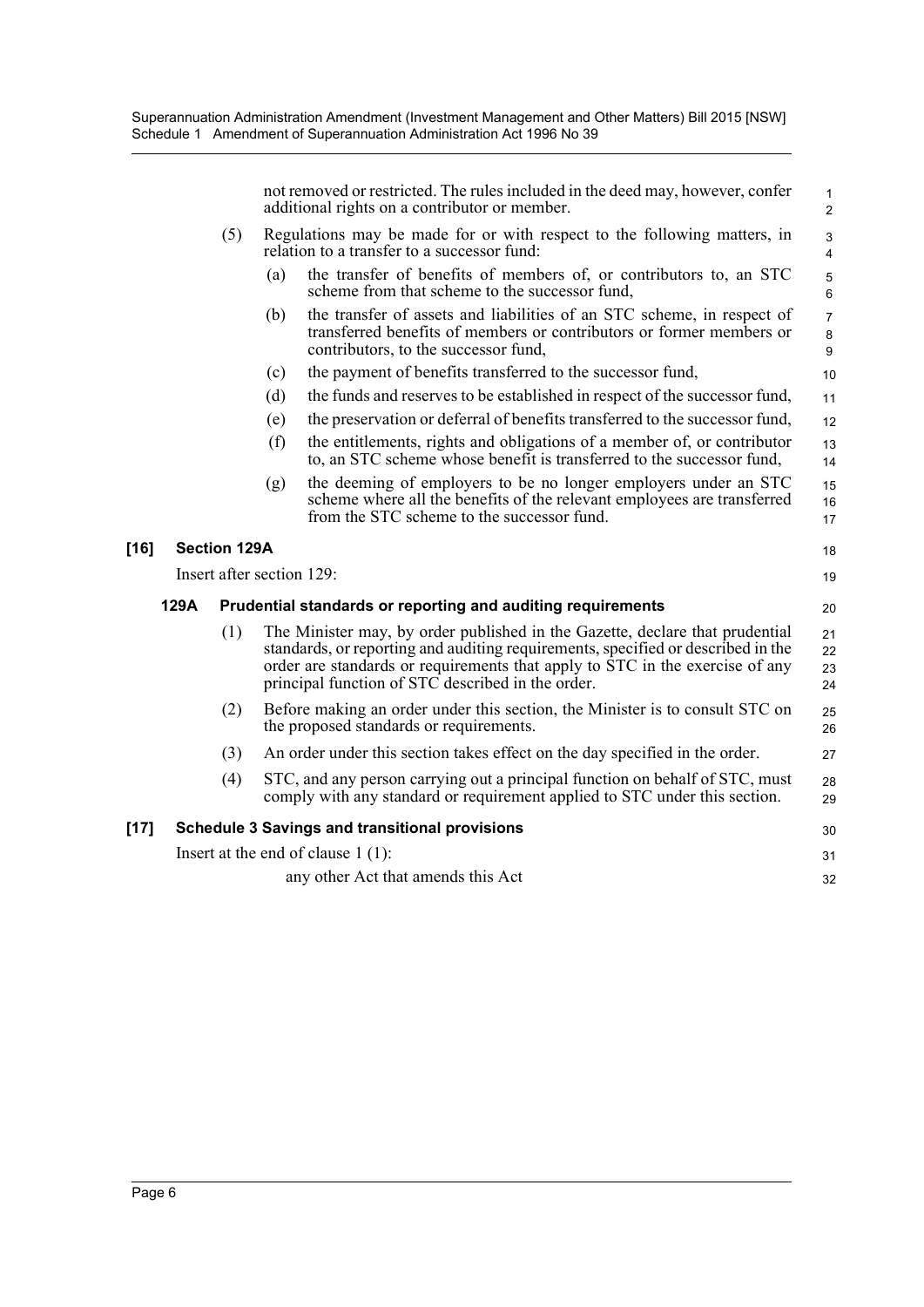not removed or restricted. The rules included in the deed may, however, confer additional rights on a contributor or member.

(5) Regulations may be made for or with respect to the following matters, in relation to a transfer to a successor fund:

(a) the transfer of benefits of members of, or contributors to, an STC scheme from that scheme to the successor fund,

(b) the transfer of assets and liabilities of an STC scheme, in respect of transferred benefits of members or contributors or former members or contributors, to the successor fund,

(c) the payment of benefits transferred to the successor fund,

(d) the funds and reserves to be established in respect of the successor fund,

(e) the preservation or deferral of benefits transferred to the successor fund,

(f) the entitlements, rights and obligations of a member of, or contributor to, an STC scheme whose benefit is transferred to the successor fund,

(g) the deeming of employers to be no longer employers under an STC scheme where all the benefits of the relevant employees are transferred from the STC scheme to the successor fund.

**[16] Section 129A**

Insert after section 129:

**129A Prudential standards or reporting and auditing requirements**

(1) The Minister may, by order published in the Gazette, declare that prudential standards, or reporting and auditing requirements, specified or described in the order are standards or requirements that apply to STC in the exercise of any principal function of STC described in the order.

(2) Before making an order under this section, the Minister is to consult STC on the proposed standards or requirements.

(3) An order under this section takes effect on the day specified in the order.

(4) STC, and any person carrying out a principal function on behalf of STC, must comply with any standard or requirement applied to STC under this section.

**[17] Schedule 3 Savings and transitional provisions**

Insert at the end of clause 1 (1):

any other Act that amends this Act